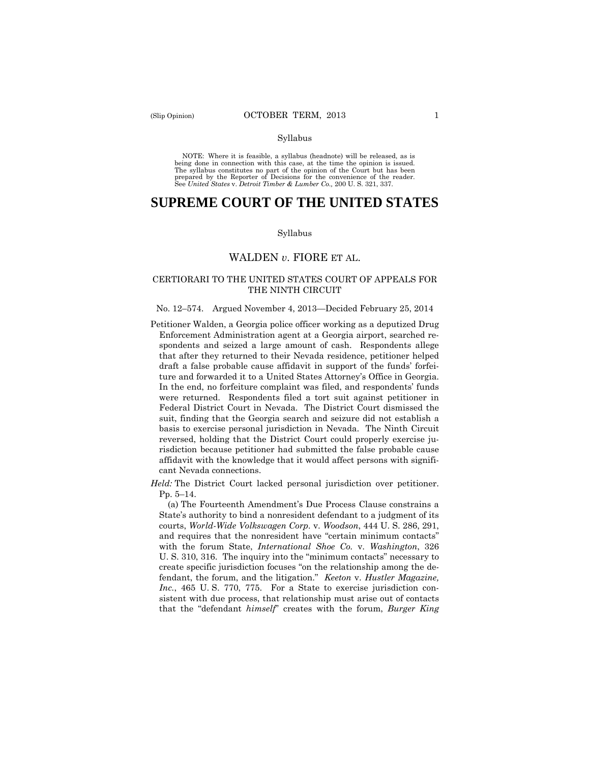Syllabus

NOTE: Where it is feasible, a syllabus (headnote) will be released, as is being done in connection with this case, at the time the opinion is issued. The syllabus constitutes no part of the opinion of the Court but has been prepared by the Reporter of Decisions for the convenience of the reader. See *United States* v. *Detroit Timber & Lumber Co.,* 200 U. S. 321, 337.

# SUPREME COURT OF THE UNITED STATES

Syllabus

## WALDEN *v.* FIORE ET AL.

CERTIORARI TO THE UNITED STATES COURT OF APPEALS FOR THE NINTH CIRCUIT

No. 12–574. Argued November 4, 2013—Decided February 25, 2014

Petitioner Walden, a Georgia police officer working as a deputized Drug Enforcement Administration agent at a Georgia airport, searched respondents and seized a large amount of cash. Respondents allege that after they returned to their Nevada residence, petitioner helped draft a false probable cause affidavit in support of the funds' forfeiture and forwarded it to a United States Attorney's Office in Georgia. In the end, no forfeiture complaint was filed, and respondents' funds were returned. Respondents filed a tort suit against petitioner in Federal District Court in Nevada. The District Court dismissed the suit, finding that the Georgia search and seizure did not establish a basis to exercise personal jurisdiction in Nevada. The Ninth Circuit reversed, holding that the District Court could properly exercise jurisdiction because petitioner had submitted the false probable cause affidavit with the knowledge that it would affect persons with significant Nevada connections.

*Held:* The District Court lacked personal jurisdiction over petitioner. Pp. 5–14.

(a) The Fourteenth Amendment's Due Process Clause constrains a State's authority to bind a nonresident defendant to a judgment of its courts, *World-Wide Volkswagen Corp.* v. *Woodson*, 444 U. S. 286, 291, and requires that the nonresident have "certain minimum contacts" with the forum State, *International Shoe Co.* v. *Washington*, 326 U. S. 310, 316. The inquiry into the "minimum contacts" necessary to create specific jurisdiction focuses "on the relationship among the defendant, the forum, and the litigation." *Keeton* v. *Hustler Magazine, Inc.*, 465 U. S. 770, 775. For a State to exercise jurisdiction consistent with due process, that relationship must arise out of contacts that the "defendant *himself*" creates with the forum, *Burger King*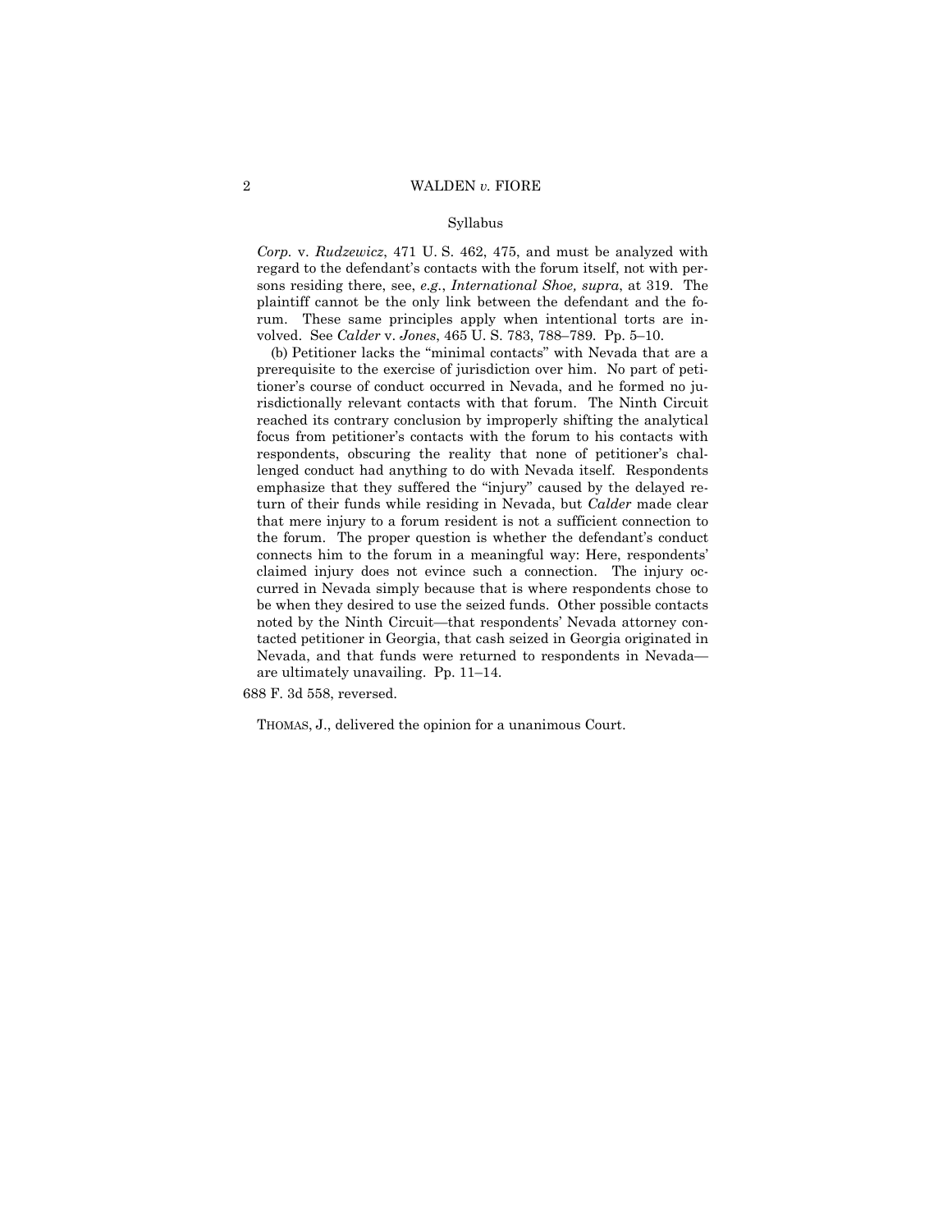Syllabus

*Corp.* v. *Rudzewicz*, 471 U. S. 462, 475, and must be analyzed with regard to the defendant's contacts with the forum itself, not with persons residing there, see, *e.g.*, *International Shoe, supra*, at 319. The plaintiff cannot be the only link between the defendant and the forum. These same principles apply when intentional torts are involved. See *Calder* v. *Jones*, 465 U. S. 783, 788–789. Pp. 5–10.

(b) Petitioner lacks the "minimal contacts" with Nevada that are a prerequisite to the exercise of jurisdiction over him. No part of petitioner's course of conduct occurred in Nevada, and he formed no jurisdictionally relevant contacts with that forum. The Ninth Circuit reached its contrary conclusion by improperly shifting the analytical focus from petitioner's contacts with the forum to his contacts with respondents, obscuring the reality that none of petitioner's challenged conduct had anything to do with Nevada itself. Respondents emphasize that they suffered the "injury" caused by the delayed return of their funds while residing in Nevada, but *Calder* made clear that mere injury to a forum resident is not a sufficient connection to the forum. The proper question is whether the defendant's conduct connects him to the forum in a meaningful way: Here, respondents' claimed injury does not evince such a connection. The injury occurred in Nevada simply because that is where respondents chose to be when they desired to use the seized funds. Other possible contacts noted by the Ninth Circuit—that respondents' Nevada attorney contacted petitioner in Georgia, that cash seized in Georgia originated in Nevada, and that funds were returned to respondents in Nevada—are ultimately unavailing. Pp. 11–14.

688 F. 3d 558, reversed.

THOMAS, J., delivered the opinion for a unanimous Court.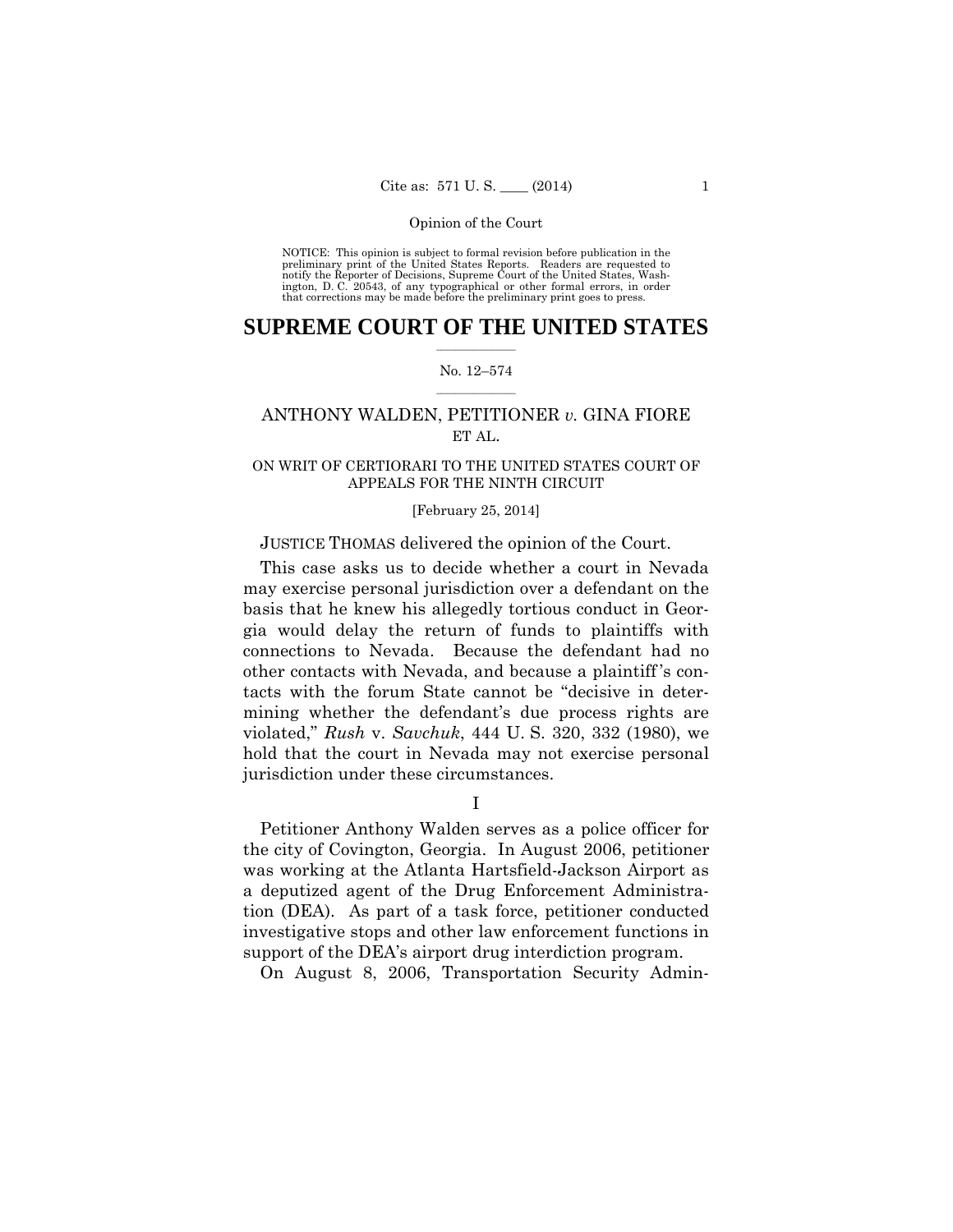NOTICE: This opinion is subject to formal revision before publication in the preliminary print of the United States Reports. Readers are requested to notify the Reporter of Decisions, Supreme Court of the United States, Washington, D. C. 20543, of any typographical or other formal errors, in order that corrections may be made before the preliminary print goes to press.

# SUPREME COURT OF THE UNITED STATES

No. 12–574

ANTHONY WALDEN, PETITIONER *v.* GINA FIORE ET AL.

ON WRIT OF CERTIORARI TO THE UNITED STATES COURT OF APPEALS FOR THE NINTH CIRCUIT

[February 25, 2014]

JUSTICE THOMAS delivered the opinion of the Court.

This case asks us to decide whether a court in Nevada may exercise personal jurisdiction over a defendant on the basis that he knew his allegedly tortious conduct in Georgia would delay the return of funds to plaintiffs with connections to Nevada. Because the defendant had no other contacts with Nevada, and because a plaintiff's contacts with the forum State cannot be "decisive in determining whether the defendant's due process rights are violated," *Rush* v. *Savchuk*, 444 U. S. 320, 332 (1980), we hold that the court in Nevada may not exercise personal jurisdiction under these circumstances.

## I

Petitioner Anthony Walden serves as a police officer for the city of Covington, Georgia. In August 2006, petitioner was working at the Atlanta Hartsfield-Jackson Airport as a deputized agent of the Drug Enforcement Administration (DEA). As part of a task force, petitioner conducted investigative stops and other law enforcement functions in support of the DEA's airport drug interdiction program.

On August 8, 2006, Transportation Security Admin-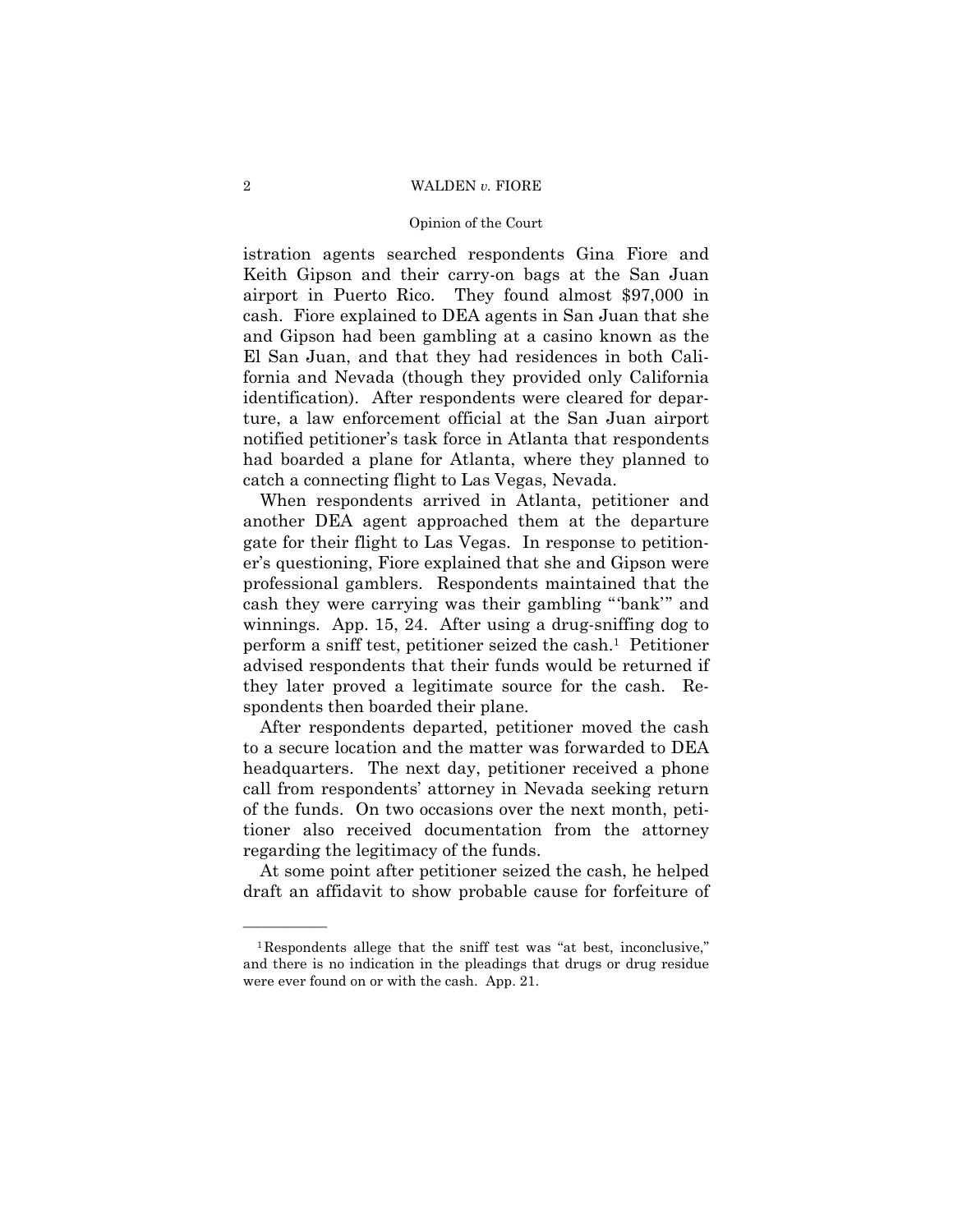istration agents searched respondents Gina Fiore and Keith Gipson and their carry-on bags at the San Juan airport in Puerto Rico. They found almost $97,000 in cash. Fiore explained to DEA agents in San Juan that she and Gipson had been gambling at a casino known as the El San Juan, and that they had residences in both California and Nevada (though they provided only California identification). After respondents were cleared for departure, a law enforcement official at the San Juan airport notified petitioner's task force in Atlanta that respondents had boarded a plane for Atlanta, where they planned to catch a connecting flight to Las Vegas, Nevada.

When respondents arrived in Atlanta, petitioner and another DEA agent approached them at the departure gate for their flight to Las Vegas. In response to petitioner's questioning, Fiore explained that she and Gipson were professional gamblers. Respondents maintained that the cash they were carrying was their gambling "'bank'" and winnings. App. 15, 24. After using a drug-sniffing dog to perform a sniff test, petitioner seized the cash.[1] Petitioner advised respondents that their funds would be returned if they later proved a legitimate source for the cash. Respondents then boarded their plane.

After respondents departed, petitioner moved the cash to a secure location and the matter was forwarded to DEA headquarters. The next day, petitioner received a phone call from respondents' attorney in Nevada seeking return of the funds. On two occasions over the next month, petitioner also received documentation from the attorney regarding the legitimacy of the funds.

At some point after petitioner seized the cash, he helped draft an affidavit to show probable cause for forfeiture of

---

[1] Respondents allege that the sniff test was "at best, inconclusive," and there is no indication in the pleadings that drugs or drug residue were ever found on or with the cash. App. 21.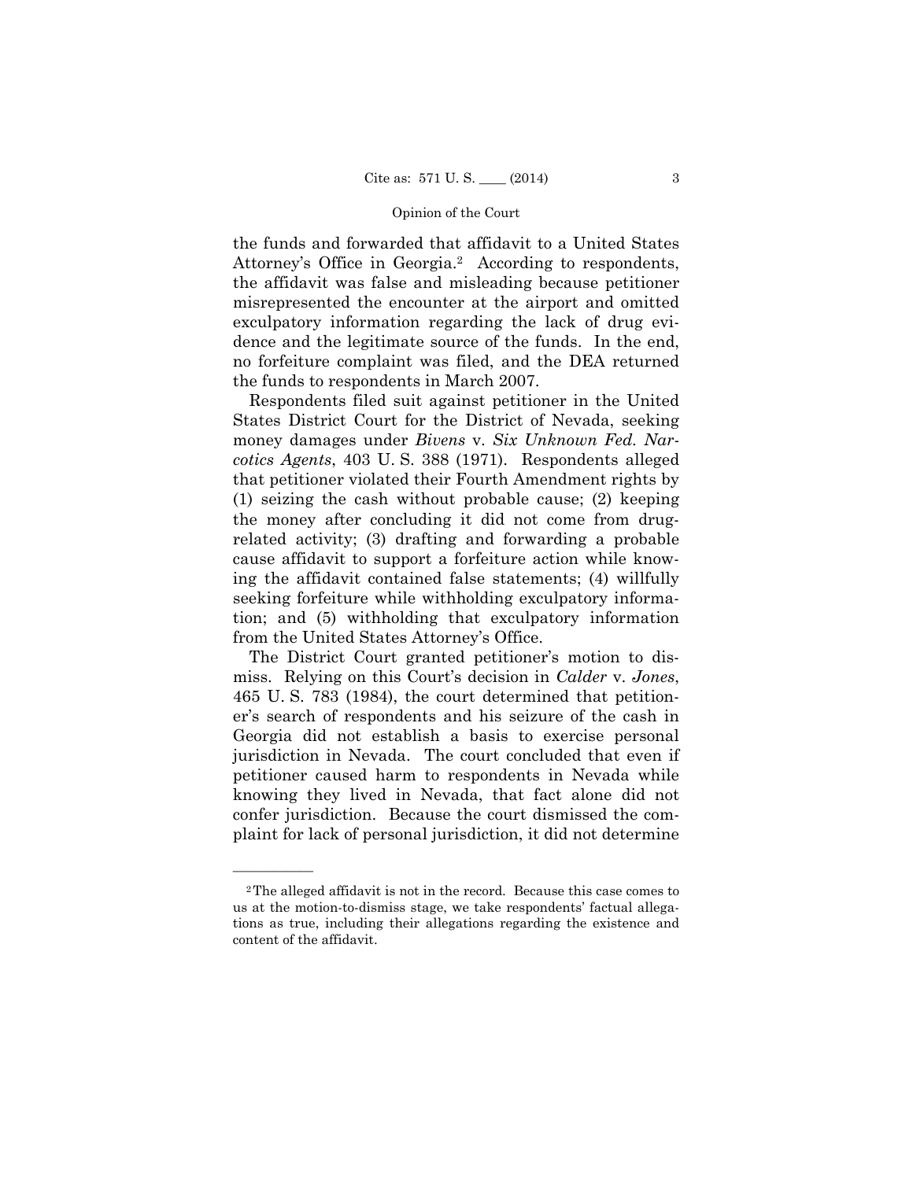the funds and forwarded that affidavit to a United States Attorney's Office in Georgia.[2] According to respondents, the affidavit was false and misleading because petitioner misrepresented the encounter at the airport and omitted exculpatory information regarding the lack of drug evidence and the legitimate source of the funds. In the end, no forfeiture complaint was filed, and the DEA returned the funds to respondents in March 2007.

Respondents filed suit against petitioner in the United States District Court for the District of Nevada, seeking money damages under *Bivens* v. *Six Unknown Fed. Narcotics Agents*, 403 U. S. 388 (1971). Respondents alleged that petitioner violated their Fourth Amendment rights by (1) seizing the cash without probable cause; (2) keeping the money after concluding it did not come from drug-related activity; (3) drafting and forwarding a probable cause affidavit to support a forfeiture action while knowing the affidavit contained false statements; (4) willfully seeking forfeiture while withholding exculpatory information; and (5) withholding that exculpatory information from the United States Attorney's Office.

The District Court granted petitioner's motion to dismiss. Relying on this Court's decision in *Calder* v. *Jones*, 465 U. S. 783 (1984), the court determined that petitioner's search of respondents and his seizure of the cash in Georgia did not establish a basis to exercise personal jurisdiction in Nevada. The court concluded that even if petitioner caused harm to respondents in Nevada while knowing they lived in Nevada, that fact alone did not confer jurisdiction. Because the court dismissed the complaint for lack of personal jurisdiction, it did not determine

---

[2] The alleged affidavit is not in the record. Because this case comes to us at the motion-to-dismiss stage, we take respondents' factual allegations as true, including their allegations regarding the existence and content of the affidavit.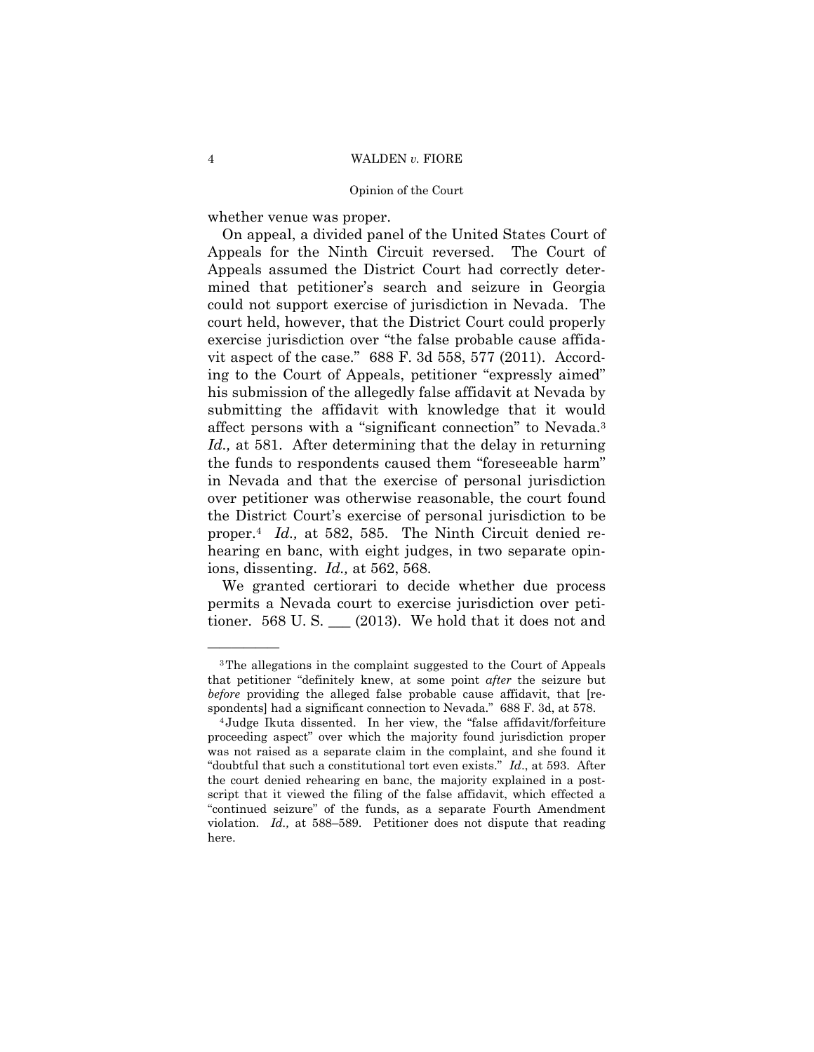whether venue was proper.

On appeal, a divided panel of the United States Court of Appeals for the Ninth Circuit reversed. The Court of Appeals assumed the District Court had correctly determined that petitioner's search and seizure in Georgia could not support exercise of jurisdiction in Nevada. The court held, however, that the District Court could properly exercise jurisdiction over "the false probable cause affidavit aspect of the case." 688 F. 3d 558, 577 (2011). According to the Court of Appeals, petitioner "expressly aimed" his submission of the allegedly false affidavit at Nevada by submitting the affidavit with knowledge that it would affect persons with a "significant connection" to Nevada.[3] *Id.,* at 581. After determining that the delay in returning the funds to respondents caused them "foreseeable harm" in Nevada and that the exercise of personal jurisdiction over petitioner was otherwise reasonable, the court found the District Court's exercise of personal jurisdiction to be proper.[4] *Id.,* at 582, 585. The Ninth Circuit denied rehearing en banc, with eight judges, in two separate opinions, dissenting. *Id.,* at 562, 568.

We granted certiorari to decide whether due process permits a Nevada court to exercise jurisdiction over petitioner. 568 U. S. ___ (2013). We hold that it does not and

---

[3] The allegations in the complaint suggested to the Court of Appeals that petitioner "definitely knew, at some point *after* the seizure but *before* providing the alleged false probable cause affidavit, that [respondents] had a significant connection to Nevada." 688 F. 3d, at 578.

[4] Judge Ikuta dissented. In her view, the "false affidavit/forfeiture proceeding aspect" over which the majority found jurisdiction proper was not raised as a separate claim in the complaint, and she found it "doubtful that such a constitutional tort even exists." *Id*., at 593. After the court denied rehearing en banc, the majority explained in a postscript that it viewed the filing of the false affidavit, which effected a "continued seizure" of the funds, as a separate Fourth Amendment violation. *Id.,* at 588–589. Petitioner does not dispute that reading here.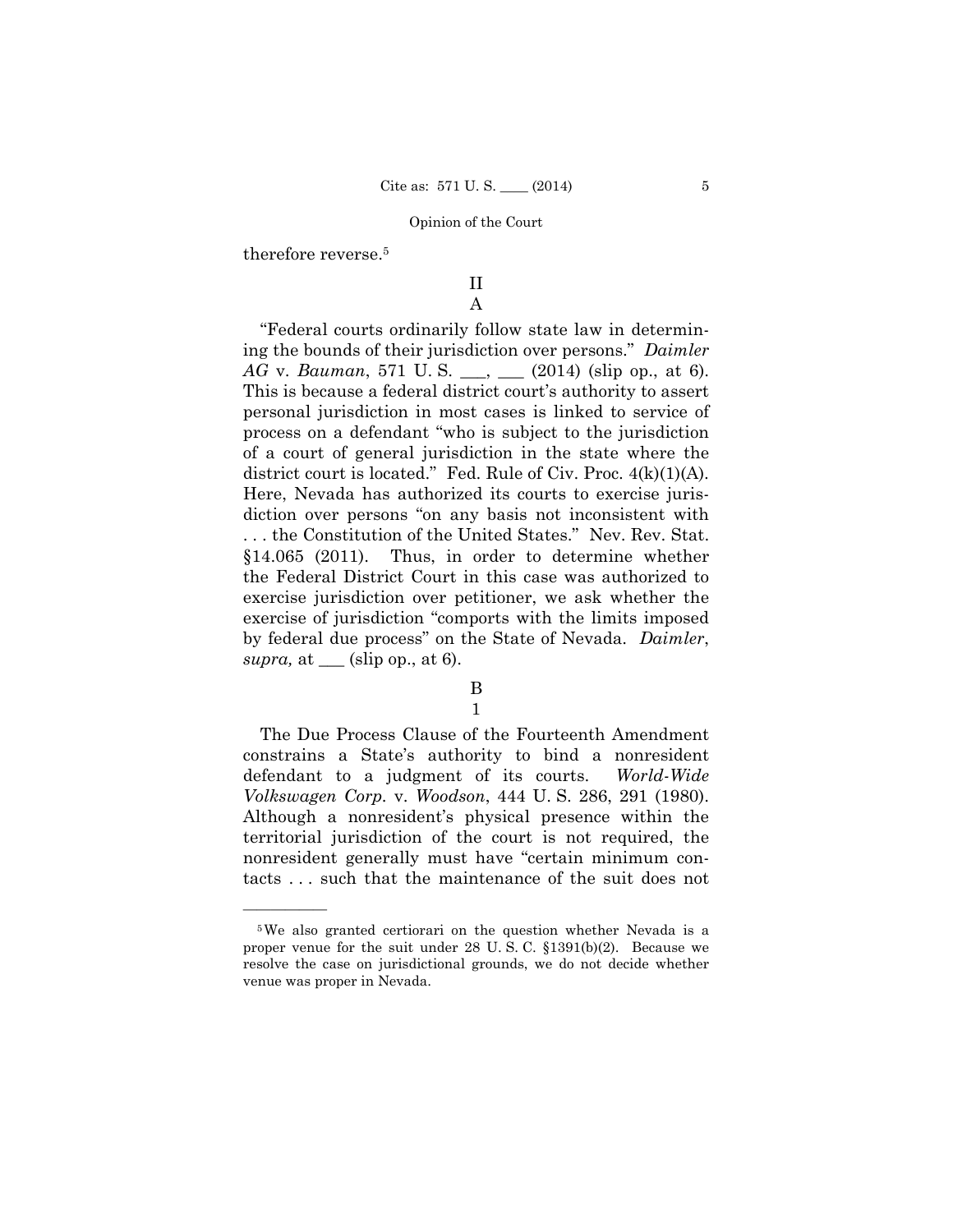therefore reverse.[5]

## II

### A

"Federal courts ordinarily follow state law in determining the bounds of their jurisdiction over persons." *Daimler AG* v. *Bauman*, 571 U. S. ___, ___ (2014) (slip op., at 6). This is because a federal district court's authority to assert personal jurisdiction in most cases is linked to service of process on a defendant "who is subject to the jurisdiction of a court of general jurisdiction in the state where the district court is located." Fed. Rule of Civ. Proc. 4(k)(1)(A). Here, Nevada has authorized its courts to exercise jurisdiction over persons "on any basis not inconsistent with . . . the Constitution of the United States." Nev. Rev. Stat. §14.065 (2011). Thus, in order to determine whether the Federal District Court in this case was authorized to exercise jurisdiction over petitioner, we ask whether the exercise of jurisdiction "comports with the limits imposed by federal due process" on the State of Nevada. *Daimler*, *supra,* at ___ (slip op., at 6).

### B

#### 1

The Due Process Clause of the Fourteenth Amendment constrains a State's authority to bind a nonresident defendant to a judgment of its courts. *World-Wide Volkswagen Corp.* v. *Woodson*, 444 U. S. 286, 291 (1980). Although a nonresident's physical presence within the territorial jurisdiction of the court is not required, the nonresident generally must have "certain minimum contacts . . . such that the maintenance of the suit does not

---

[5] We also granted certiorari on the question whether Nevada is a proper venue for the suit under 28 U. S. C. §1391(b)(2). Because we resolve the case on jurisdictional grounds, we do not decide whether venue was proper in Nevada.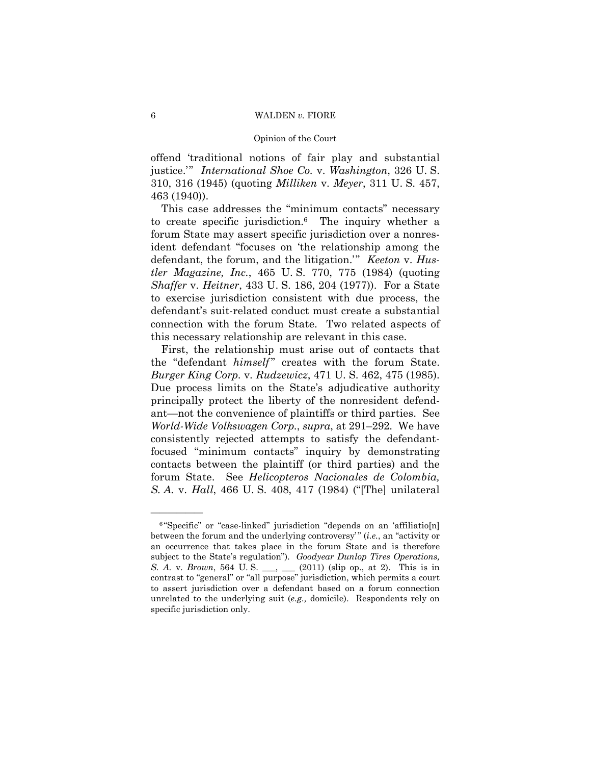offend 'traditional notions of fair play and substantial justice.'" *International Shoe Co.* v. *Washington*, 326 U. S. 310, 316 (1945) (quoting *Milliken* v. *Meyer*, 311 U. S. 457, 463 (1940)).

This case addresses the "minimum contacts" necessary to create specific jurisdiction.[6] The inquiry whether a forum State may assert specific jurisdiction over a nonresident defendant "focuses on 'the relationship among the defendant, the forum, and the litigation.'" *Keeton* v. *Hustler Magazine, Inc.*, 465 U. S. 770, 775 (1984) (quoting *Shaffer* v. *Heitner*, 433 U. S. 186, 204 (1977)). For a State to exercise jurisdiction consistent with due process, the defendant's suit-related conduct must create a substantial connection with the forum State. Two related aspects of this necessary relationship are relevant in this case.

First, the relationship must arise out of contacts that the "defendant *himself*" creates with the forum State. *Burger King Corp.* v. *Rudzewicz*, 471 U. S. 462, 475 (1985). Due process limits on the State's adjudicative authority principally protect the liberty of the nonresident defendant—not the convenience of plaintiffs or third parties. See *World-Wide Volkswagen Corp.*, *supra*, at 291–292. We have consistently rejected attempts to satisfy the defendant-focused "minimum contacts" inquiry by demonstrating contacts between the plaintiff (or third parties) and the forum State. See *Helicopteros Nacionales de Colombia, S. A.* v. *Hall*, 466 U. S. 408, 417 (1984) ("[The] unilateral

---

[6] "Specific" or "case-linked" jurisdiction "depends on an 'affiliatio[n] between the forum and the underlying controversy'" (*i.e.*, an "activity or an occurrence that takes place in the forum State and is therefore subject to the State's regulation"). *Goodyear Dunlop Tires Operations, S. A.* v. *Brown*, 564 U. S. ___, ___ (2011) (slip op., at 2). This is in contrast to "general" or "all purpose" jurisdiction, which permits a court to assert jurisdiction over a defendant based on a forum connection unrelated to the underlying suit (*e.g.,* domicile). Respondents rely on specific jurisdiction only.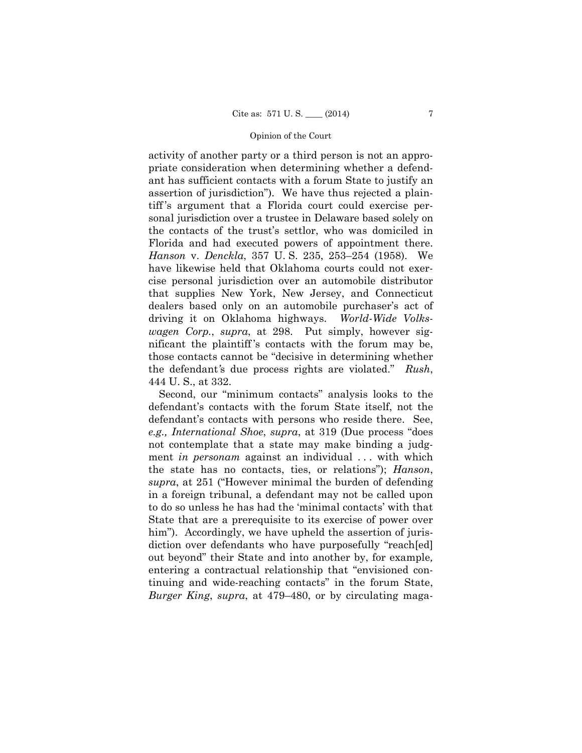activity of another party or a third person is not an appropriate consideration when determining whether a defendant has sufficient contacts with a forum State to justify an assertion of jurisdiction"). We have thus rejected a plaintiff's argument that a Florida court could exercise personal jurisdiction over a trustee in Delaware based solely on the contacts of the trust's settlor, who was domiciled in Florida and had executed powers of appointment there. *Hanson* v. *Denckla*, 357 U. S. 235, 253–254 (1958). We have likewise held that Oklahoma courts could not exercise personal jurisdiction over an automobile distributor that supplies New York, New Jersey, and Connecticut dealers based only on an automobile purchaser's act of driving it on Oklahoma highways. *World-Wide Volkswagen Corp.*, *supra*, at 298. Put simply, however significant the plaintiff's contacts with the forum may be, those contacts cannot be "decisive in determining whether the defendant's due process rights are violated." *Rush*, 444 U. S., at 332.

Second, our "minimum contacts" analysis looks to the defendant's contacts with the forum State itself, not the defendant's contacts with persons who reside there. See, *e.g., International Shoe*, *supra*, at 319 (Due process "does not contemplate that a state may make binding a judgment *in personam* against an individual . . . with which the state has no contacts, ties, or relations"); *Hanson*, *supra*, at 251 ("However minimal the burden of defending in a foreign tribunal, a defendant may not be called upon to do so unless he has had the 'minimal contacts' with that State that are a prerequisite to its exercise of power over him"). Accordingly, we have upheld the assertion of jurisdiction over defendants who have purposefully "reach[ed] out beyond" their State and into another by, for example, entering a contractual relationship that "envisioned continuing and wide-reaching contacts" in the forum State, *Burger King*, *supra*, at 479–480, or by circulating maga-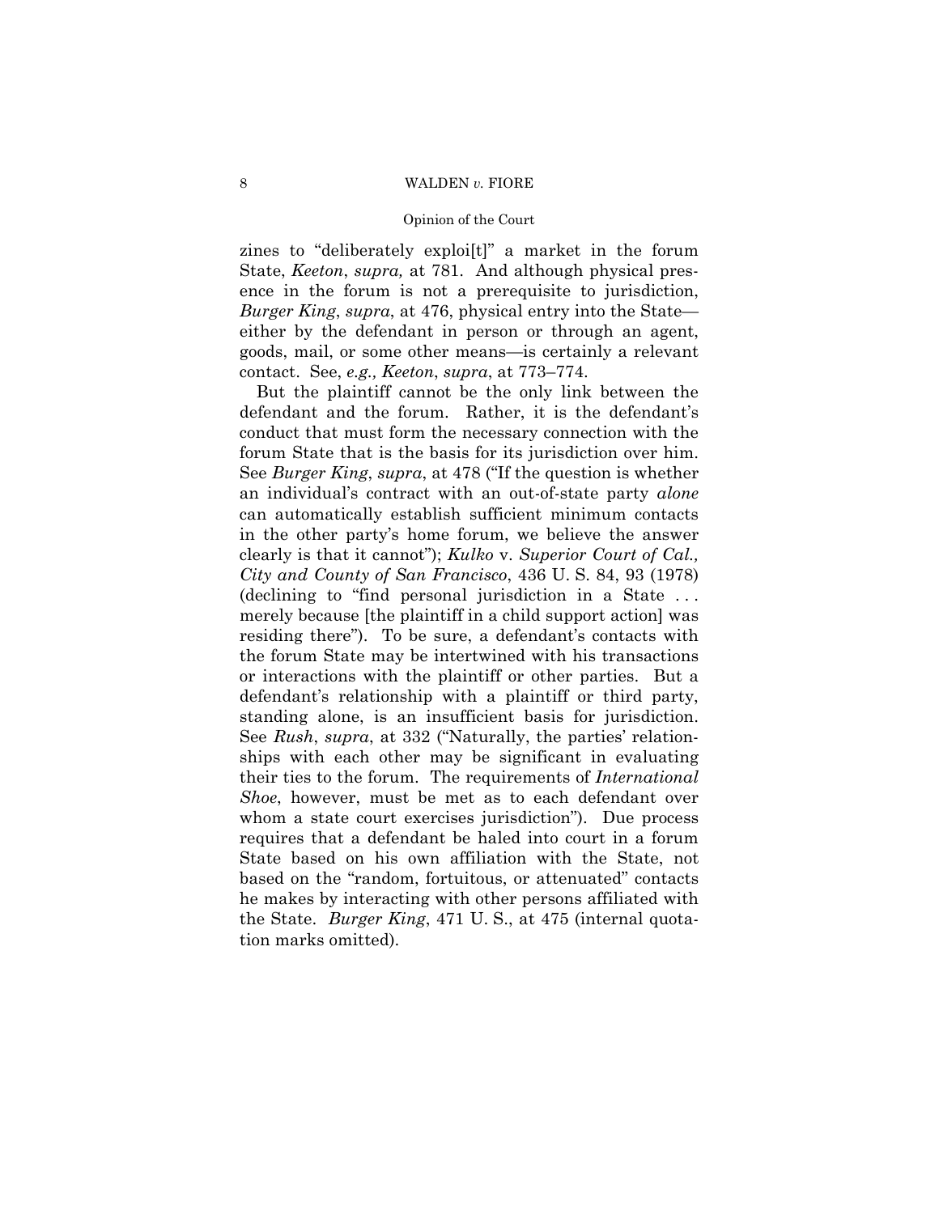zines to "deliberately exploi[t]" a market in the forum State, *Keeton*, *supra,* at 781. And although physical presence in the forum is not a prerequisite to jurisdiction, *Burger King*, *supra*, at 476, physical entry into the State—either by the defendant in person or through an agent, goods, mail, or some other means—is certainly a relevant contact. See, *e.g., Keeton*, *supra*, at 773–774.

But the plaintiff cannot be the only link between the defendant and the forum. Rather, it is the defendant's conduct that must form the necessary connection with the forum State that is the basis for its jurisdiction over him. See *Burger King*, *supra*, at 478 ("If the question is whether an individual's contract with an out-of-state party *alone* can automatically establish sufficient minimum contacts in the other party's home forum, we believe the answer clearly is that it cannot"); *Kulko* v. *Superior Court of Cal., City and County of San Francisco*, 436 U. S. 84, 93 (1978) (declining to "find personal jurisdiction in a State . . . merely because [the plaintiff in a child support action] was residing there"). To be sure, a defendant's contacts with the forum State may be intertwined with his transactions or interactions with the plaintiff or other parties. But a defendant's relationship with a plaintiff or third party, standing alone, is an insufficient basis for jurisdiction. See *Rush*, *supra*, at 332 ("Naturally, the parties' relationships with each other may be significant in evaluating their ties to the forum. The requirements of *International Shoe*, however, must be met as to each defendant over whom a state court exercises jurisdiction"). Due process requires that a defendant be haled into court in a forum State based on his own affiliation with the State, not based on the "random, fortuitous, or attenuated" contacts he makes by interacting with other persons affiliated with the State. *Burger King*, 471 U. S., at 475 (internal quotation marks omitted).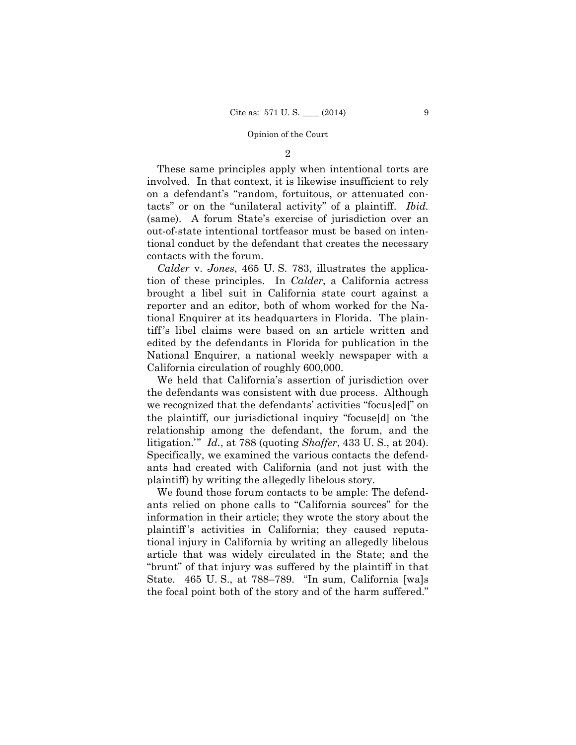2

These same principles apply when intentional torts are involved. In that context, it is likewise insufficient to rely on a defendant's "random, fortuitous, or attenuated contacts" or on the "unilateral activity" of a plaintiff. *Ibid.* (same). A forum State's exercise of jurisdiction over an out-of-state intentional tortfeasor must be based on intentional conduct by the defendant that creates the necessary contacts with the forum.

*Calder* v. *Jones*, 465 U. S. 783, illustrates the application of these principles. In *Calder*, a California actress brought a libel suit in California state court against a reporter and an editor, both of whom worked for the National Enquirer at its headquarters in Florida. The plaintiff's libel claims were based on an article written and edited by the defendants in Florida for publication in the National Enquirer, a national weekly newspaper with a California circulation of roughly 600,000.

We held that California's assertion of jurisdiction over the defendants was consistent with due process. Although we recognized that the defendants' activities "focus[ed]" on the plaintiff, our jurisdictional inquiry "focuse[d] on 'the relationship among the defendant, the forum, and the litigation.'" *Id.*, at 788 (quoting *Shaffer*, 433 U. S., at 204). Specifically, we examined the various contacts the defendants had created with California (and not just with the plaintiff) by writing the allegedly libelous story.

We found those forum contacts to be ample: The defendants relied on phone calls to "California sources" for the information in their article; they wrote the story about the plaintiff's activities in California; they caused reputational injury in California by writing an allegedly libelous article that was widely circulated in the State; and the "brunt" of that injury was suffered by the plaintiff in that State. 465 U. S., at 788–789. "In sum, California [wa]s the focal point both of the story and of the harm suffered."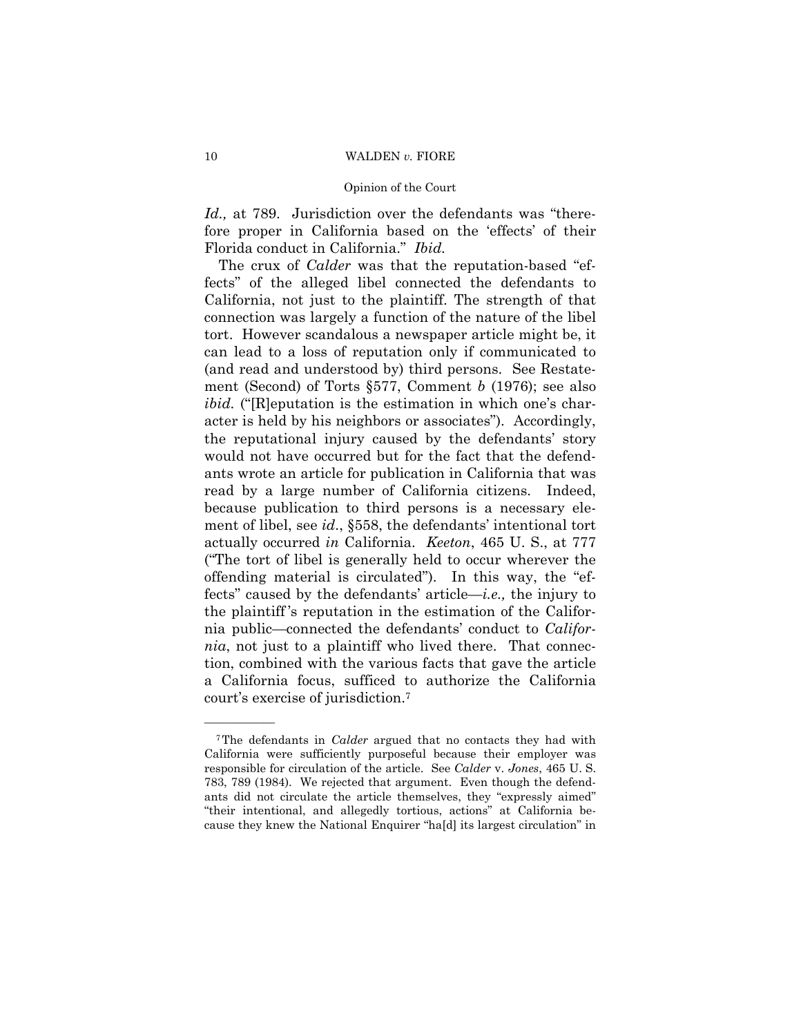*Id.,* at 789. Jurisdiction over the defendants was "therefore proper in California based on the 'effects' of their Florida conduct in California." *Ibid.*

The crux of *Calder* was that the reputation-based "effects" of the alleged libel connected the defendants to California, not just to the plaintiff. The strength of that connection was largely a function of the nature of the libel tort. However scandalous a newspaper article might be, it can lead to a loss of reputation only if communicated to (and read and understood by) third persons. See Restatement (Second) of Torts §577, Comment *b* (1976); see also *ibid.* ("[R]eputation is the estimation in which one's character is held by his neighbors or associates"). Accordingly, the reputational injury caused by the defendants' story would not have occurred but for the fact that the defendants wrote an article for publication in California that was read by a large number of California citizens. Indeed, because publication to third persons is a necessary element of libel, see *id*., §558, the defendants' intentional tort actually occurred *in* California. *Keeton*, 465 U. S., at 777 ("The tort of libel is generally held to occur wherever the offending material is circulated"). In this way, the "effects" caused by the defendants' article—*i.e.,* the injury to the plaintiff's reputation in the estimation of the California public—connected the defendants' conduct to *California*, not just to a plaintiff who lived there. That connection, combined with the various facts that gave the article a California focus, sufficed to authorize the California court's exercise of jurisdiction.[7]

———————

[7] The defendants in *Calder* argued that no contacts they had with California were sufficiently purposeful because their employer was responsible for circulation of the article. See *Calder* v. *Jones*, 465 U. S. 783, 789 (1984). We rejected that argument. Even though the defendants did not circulate the article themselves, they "expressly aimed" "their intentional, and allegedly tortious, actions" at California because they knew the National Enquirer "ha[d] its largest circulation" in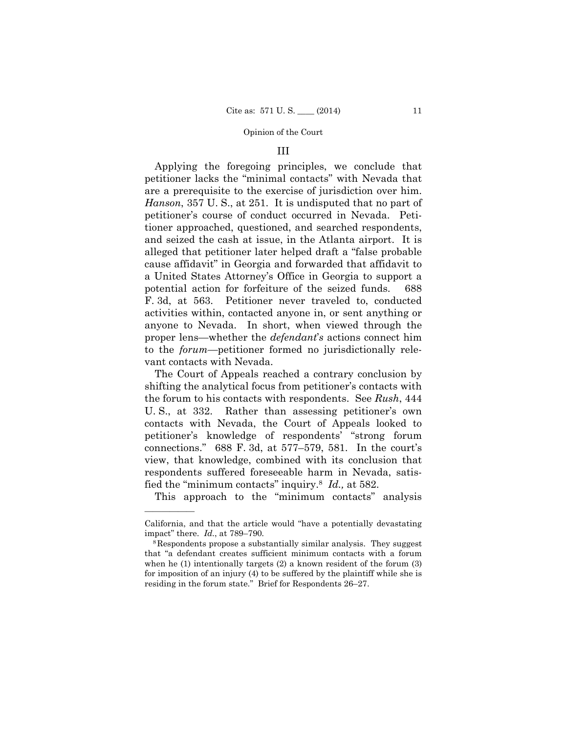## III

Applying the foregoing principles, we conclude that petitioner lacks the "minimal contacts" with Nevada that are a prerequisite to the exercise of jurisdiction over him. *Hanson*, 357 U. S., at 251. It is undisputed that no part of petitioner's course of conduct occurred in Nevada. Petitioner approached, questioned, and searched respondents, and seized the cash at issue, in the Atlanta airport. It is alleged that petitioner later helped draft a "false probable cause affidavit" in Georgia and forwarded that affidavit to a United States Attorney's Office in Georgia to support a potential action for forfeiture of the seized funds. 688 F. 3d, at 563. Petitioner never traveled to, conducted activities within, contacted anyone in, or sent anything or anyone to Nevada. In short, when viewed through the proper lens—whether the *defendant's* actions connect him to the *forum*—petitioner formed no jurisdictionally relevant contacts with Nevada.

The Court of Appeals reached a contrary conclusion by shifting the analytical focus from petitioner's contacts with the forum to his contacts with respondents. See *Rush*, 444 U. S., at 332. Rather than assessing petitioner's own contacts with Nevada, the Court of Appeals looked to petitioner's knowledge of respondents' "strong forum connections." 688 F. 3d, at 577–579, 581. In the court's view, that knowledge, combined with its conclusion that respondents suffered foreseeable harm in Nevada, satisfied the "minimum contacts" inquiry.[8] *Id.,* at 582.

This approach to the "minimum contacts" analysis

---

California, and that the article would "have a potentially devastating impact" there. *Id*., at 789–790.

[8] Respondents propose a substantially similar analysis. They suggest that "a defendant creates sufficient minimum contacts with a forum when he (1) intentionally targets (2) a known resident of the forum (3) for imposition of an injury (4) to be suffered by the plaintiff while she is residing in the forum state." Brief for Respondents 26–27.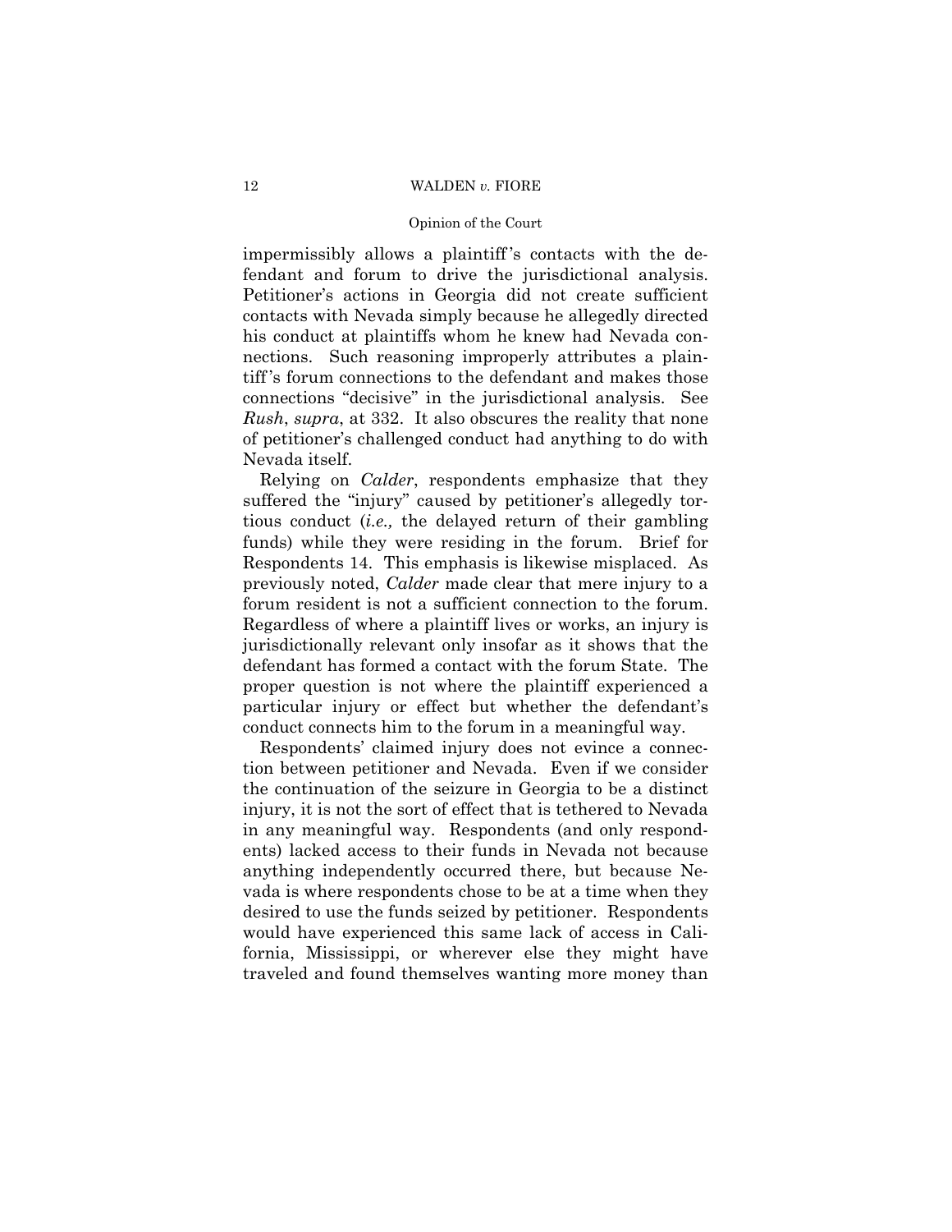impermissibly allows a plaintiff's contacts with the defendant and forum to drive the jurisdictional analysis. Petitioner's actions in Georgia did not create sufficient contacts with Nevada simply because he allegedly directed his conduct at plaintiffs whom he knew had Nevada connections. Such reasoning improperly attributes a plaintiff's forum connections to the defendant and makes those connections "decisive" in the jurisdictional analysis. See *Rush*, *supra*, at 332. It also obscures the reality that none of petitioner's challenged conduct had anything to do with Nevada itself.

Relying on *Calder*, respondents emphasize that they suffered the "injury" caused by petitioner's allegedly tortious conduct (*i.e.,* the delayed return of their gambling funds) while they were residing in the forum. Brief for Respondents 14. This emphasis is likewise misplaced. As previously noted, *Calder* made clear that mere injury to a forum resident is not a sufficient connection to the forum. Regardless of where a plaintiff lives or works, an injury is jurisdictionally relevant only insofar as it shows that the defendant has formed a contact with the forum State. The proper question is not where the plaintiff experienced a particular injury or effect but whether the defendant's conduct connects him to the forum in a meaningful way.

Respondents' claimed injury does not evince a connection between petitioner and Nevada. Even if we consider the continuation of the seizure in Georgia to be a distinct injury, it is not the sort of effect that is tethered to Nevada in any meaningful way. Respondents (and only respondents) lacked access to their funds in Nevada not because anything independently occurred there, but because Nevada is where respondents chose to be at a time when they desired to use the funds seized by petitioner. Respondents would have experienced this same lack of access in California, Mississippi, or wherever else they might have traveled and found themselves wanting more money than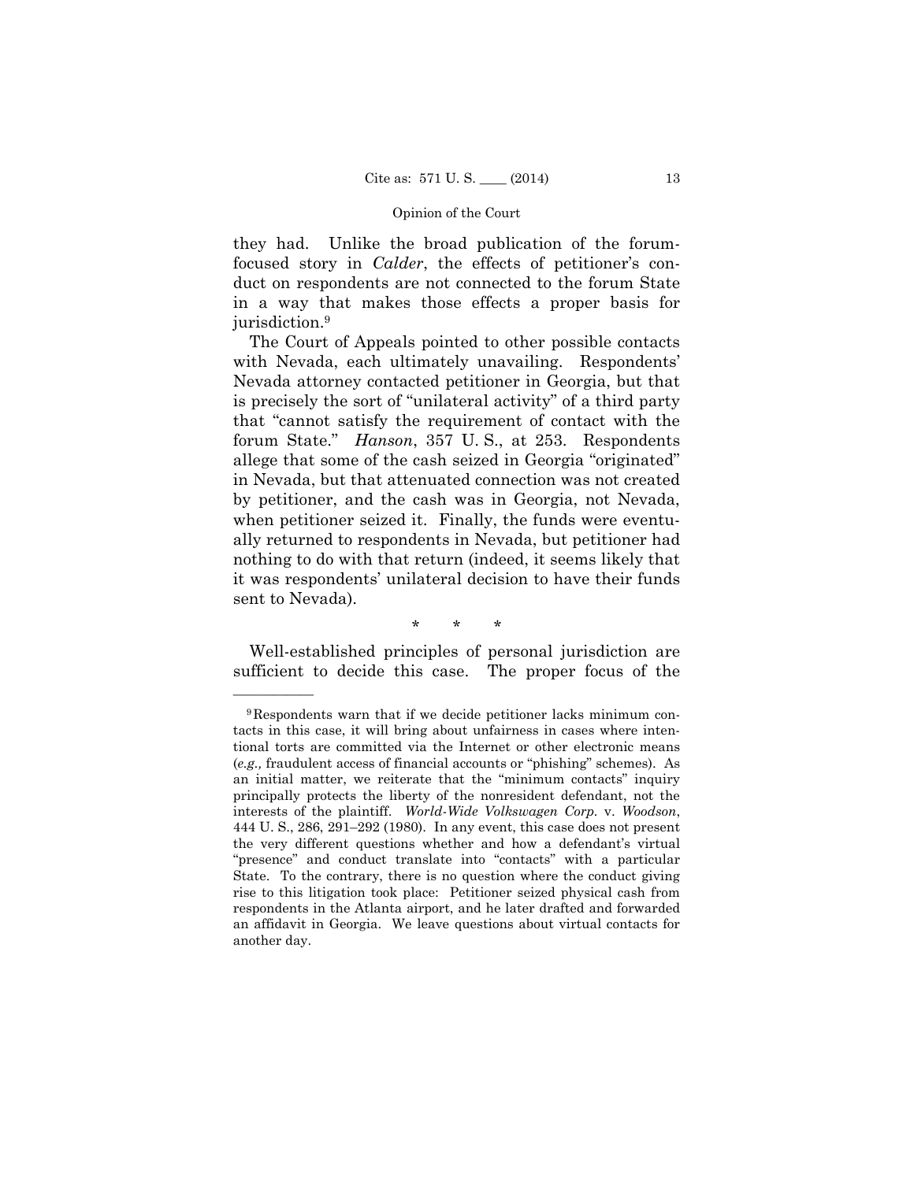they had. Unlike the broad publication of the forum-focused story in *Calder*, the effects of petitioner's conduct on respondents are not connected to the forum State in a way that makes those effects a proper basis for jurisdiction.[9]

The Court of Appeals pointed to other possible contacts with Nevada, each ultimately unavailing. Respondents' Nevada attorney contacted petitioner in Georgia, but that is precisely the sort of "unilateral activity" of a third party that "cannot satisfy the requirement of contact with the forum State." *Hanson*, 357 U. S., at 253. Respondents allege that some of the cash seized in Georgia "originated" in Nevada, but that attenuated connection was not created by petitioner, and the cash was in Georgia, not Nevada, when petitioner seized it. Finally, the funds were eventually returned to respondents in Nevada, but petitioner had nothing to do with that return (indeed, it seems likely that it was respondents' unilateral decision to have their funds sent to Nevada).

\* \* \*

Well-established principles of personal jurisdiction are sufficient to decide this case. The proper focus of the

---

[9] Respondents warn that if we decide petitioner lacks minimum contacts in this case, it will bring about unfairness in cases where intentional torts are committed via the Internet or other electronic means (*e.g.,* fraudulent access of financial accounts or "phishing" schemes). As an initial matter, we reiterate that the "minimum contacts" inquiry principally protects the liberty of the nonresident defendant, not the interests of the plaintiff. *World-Wide Volkswagen Corp.* v. *Woodson*, 444 U. S., 286, 291–292 (1980). In any event, this case does not present the very different questions whether and how a defendant's virtual "presence" and conduct translate into "contacts" with a particular State. To the contrary, there is no question where the conduct giving rise to this litigation took place: Petitioner seized physical cash from respondents in the Atlanta airport, and he later drafted and forwarded an affidavit in Georgia. We leave questions about virtual contacts for another day.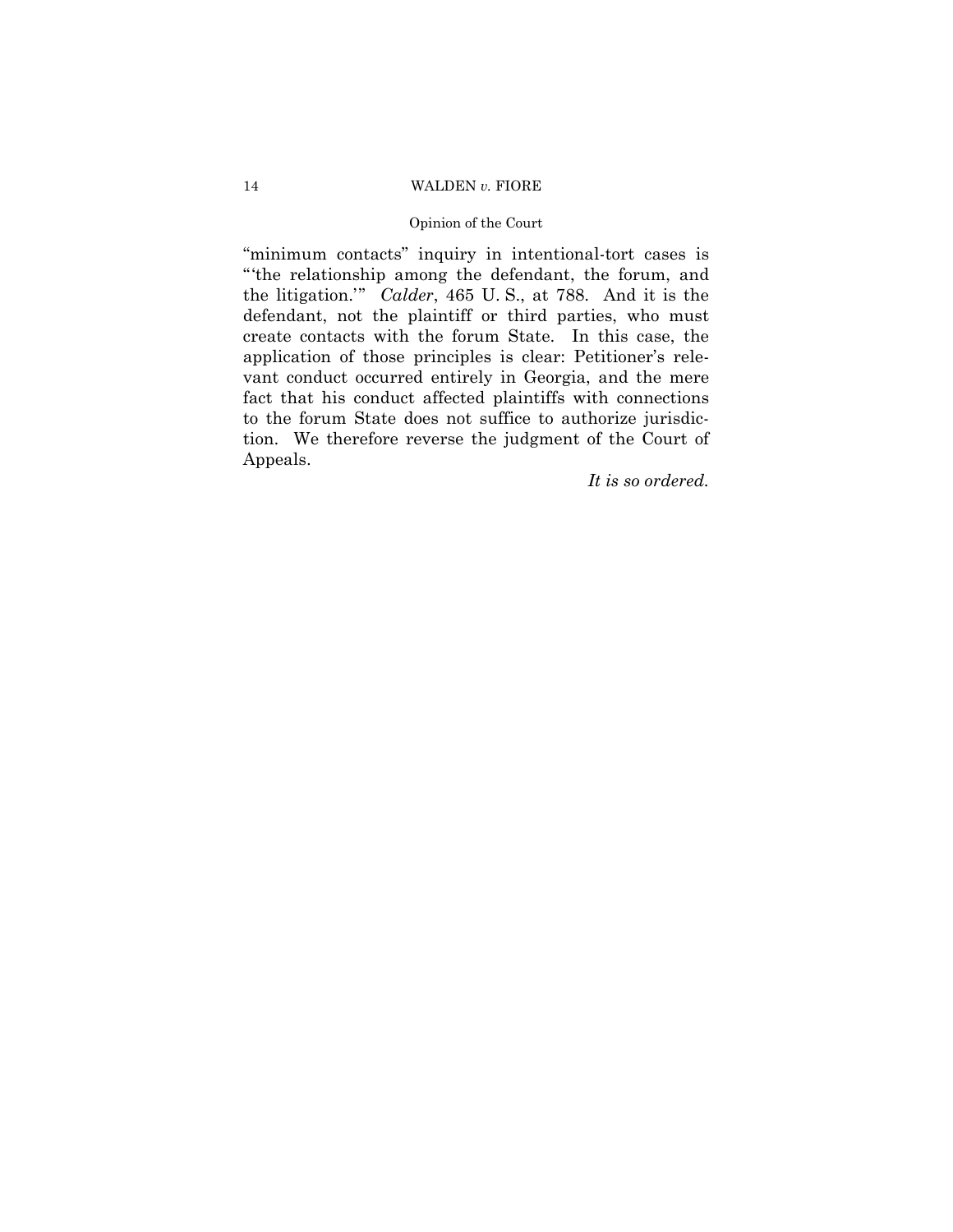"minimum contacts" inquiry in intentional-tort cases is "'the relationship among the defendant, the forum, and the litigation.'" *Calder*, 465 U. S., at 788. And it is the defendant, not the plaintiff or third parties, who must create contacts with the forum State. In this case, the application of those principles is clear: Petitioner's relevant conduct occurred entirely in Georgia, and the mere fact that his conduct affected plaintiffs with connections to the forum State does not suffice to authorize jurisdiction. We therefore reverse the judgment of the Court of Appeals.

*It is so ordered.*